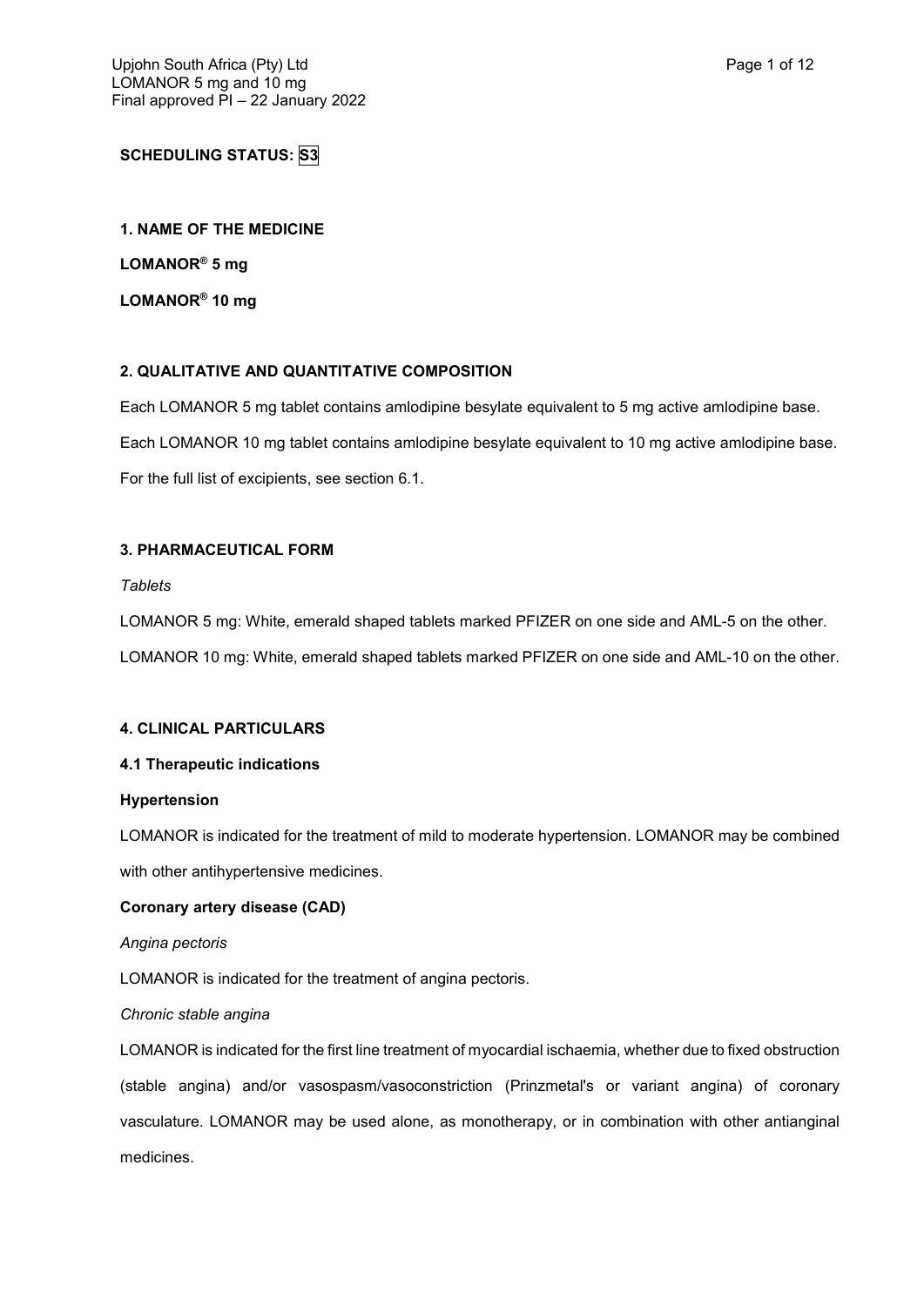**SCHEDULING STATUS: S3**

## 1. NAME OF THE MEDICINE

**LOMANOR® 5 mg**

**LOMANOR® 10 mg**

## 2. QUALITATIVE AND QUANTITATIVE COMPOSITION

Each LOMANOR 5 mg tablet contains amlodipine besylate equivalent to 5 mg active amlodipine base.

Each LOMANOR 10 mg tablet contains amlodipine besylate equivalent to 10 mg active amlodipine base.

For the full list of excipients, see section 6.1.

## 3. PHARMACEUTICAL FORM

*Tablets*

LOMANOR 5 mg: White, emerald shaped tablets marked PFIZER on one side and AML-5 on the other.

LOMANOR 10 mg: White, emerald shaped tablets marked PFIZER on one side and AML-10 on the other.

## 4. CLINICAL PARTICULARS

### 4.1 Therapeutic indications

**Hypertension**

LOMANOR is indicated for the treatment of mild to moderate hypertension. LOMANOR may be combined with other antihypertensive medicines.

**Coronary artery disease (CAD)**

*Angina pectoris*

LOMANOR is indicated for the treatment of angina pectoris.

*Chronic stable angina*

LOMANOR is indicated for the first line treatment of myocardial ischaemia, whether due to fixed obstruction (stable angina) and/or vasospasm/vasoconstriction (Prinzmetal's or variant angina) of coronary vasculature. LOMANOR may be used alone, as monotherapy, or in combination with other antianginal medicines.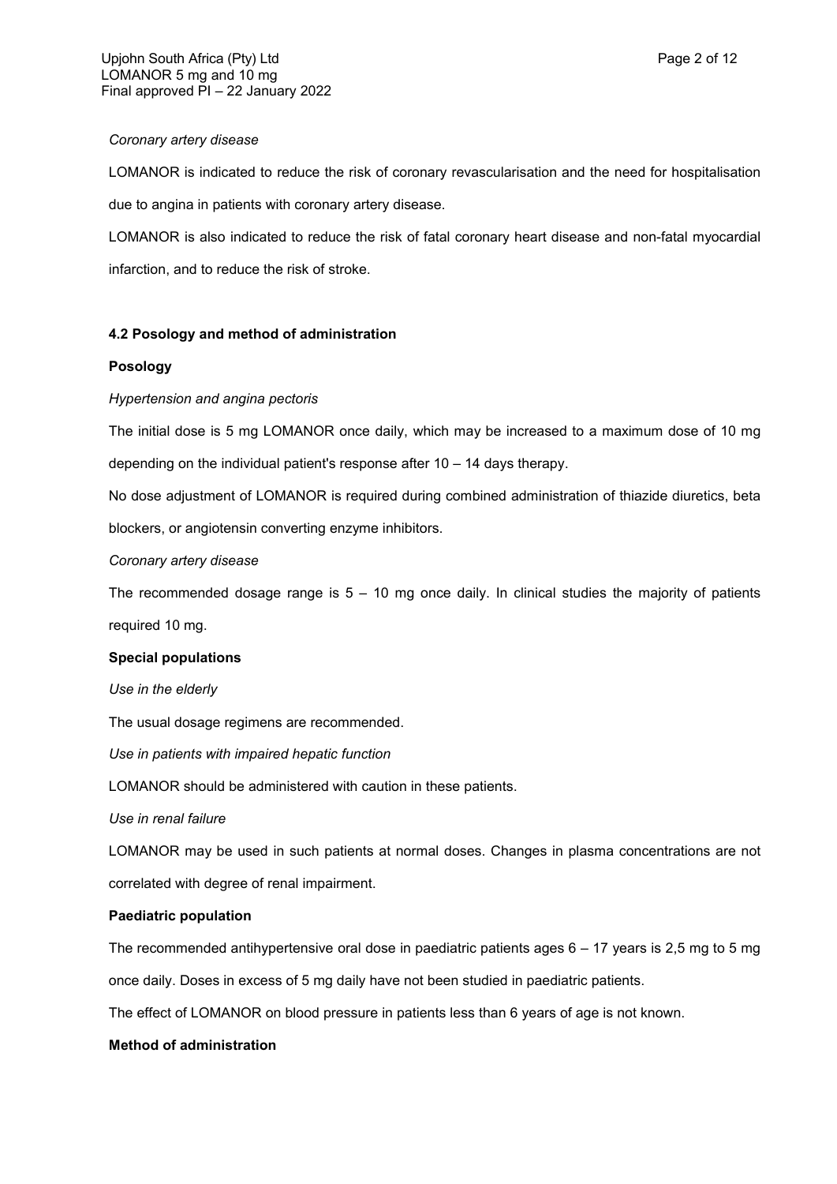*Coronary artery disease*

LOMANOR is indicated to reduce the risk of coronary revascularisation and the need for hospitalisation due to angina in patients with coronary artery disease.

LOMANOR is also indicated to reduce the risk of fatal coronary heart disease and non-fatal myocardial infarction, and to reduce the risk of stroke.

**4.2 Posology and method of administration**

**Posology**

*Hypertension and angina pectoris*

The initial dose is 5 mg LOMANOR once daily, which may be increased to a maximum dose of 10 mg depending on the individual patient's response after 10 – 14 days therapy.

No dose adjustment of LOMANOR is required during combined administration of thiazide diuretics, beta blockers, or angiotensin converting enzyme inhibitors.

*Coronary artery disease*

The recommended dosage range is 5 – 10 mg once daily. In clinical studies the majority of patients required 10 mg.

**Special populations**

*Use in the elderly*

The usual dosage regimens are recommended.

*Use in patients with impaired hepatic function*

LOMANOR should be administered with caution in these patients.

*Use in renal failure*

LOMANOR may be used in such patients at normal doses. Changes in plasma concentrations are not correlated with degree of renal impairment.

**Paediatric population**

The recommended antihypertensive oral dose in paediatric patients ages 6 – 17 years is 2,5 mg to 5 mg once daily. Doses in excess of 5 mg daily have not been studied in paediatric patients.

The effect of LOMANOR on blood pressure in patients less than 6 years of age is not known.

**Method of administration**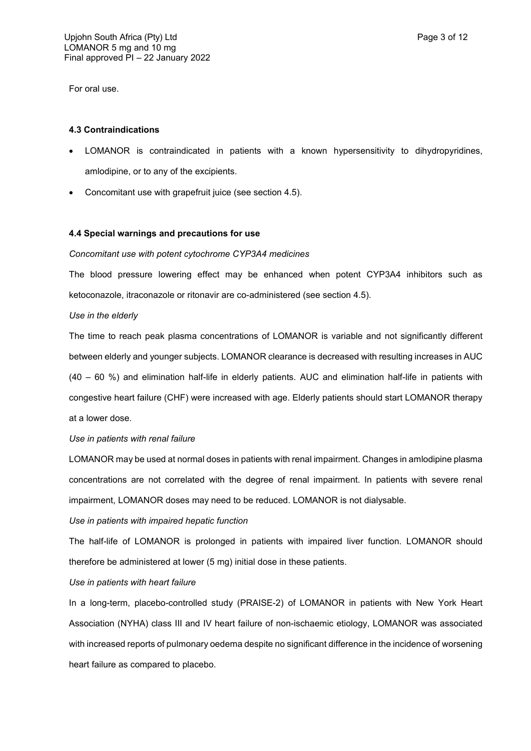For oral use.

#### 4.3 Contraindications

- LOMANOR is contraindicated in patients with a known hypersensitivity to dihydropyridines, amlodipine, or to any of the excipients.
- Concomitant use with grapefruit juice (see section 4.5).

#### 4.4 Special warnings and precautions for use

*Concomitant use with potent cytochrome CYP3A4 medicines*

The blood pressure lowering effect may be enhanced when potent CYP3A4 inhibitors such as ketoconazole, itraconazole or ritonavir are co-administered (see section 4.5).

*Use in the elderly*

The time to reach peak plasma concentrations of LOMANOR is variable and not significantly different between elderly and younger subjects. LOMANOR clearance is decreased with resulting increases in AUC (40 – 60 %) and elimination half-life in elderly patients. AUC and elimination half-life in patients with congestive heart failure (CHF) were increased with age. Elderly patients should start LOMANOR therapy at a lower dose.

*Use in patients with renal failure*

LOMANOR may be used at normal doses in patients with renal impairment. Changes in amlodipine plasma concentrations are not correlated with the degree of renal impairment. In patients with severe renal impairment, LOMANOR doses may need to be reduced. LOMANOR is not dialysable.

*Use in patients with impaired hepatic function*

The half-life of LOMANOR is prolonged in patients with impaired liver function. LOMANOR should therefore be administered at lower (5 mg) initial dose in these patients.

*Use in patients with heart failure*

In a long-term, placebo-controlled study (PRAISE-2) of LOMANOR in patients with New York Heart Association (NYHA) class III and IV heart failure of non-ischaemic etiology, LOMANOR was associated with increased reports of pulmonary oedema despite no significant difference in the incidence of worsening heart failure as compared to placebo.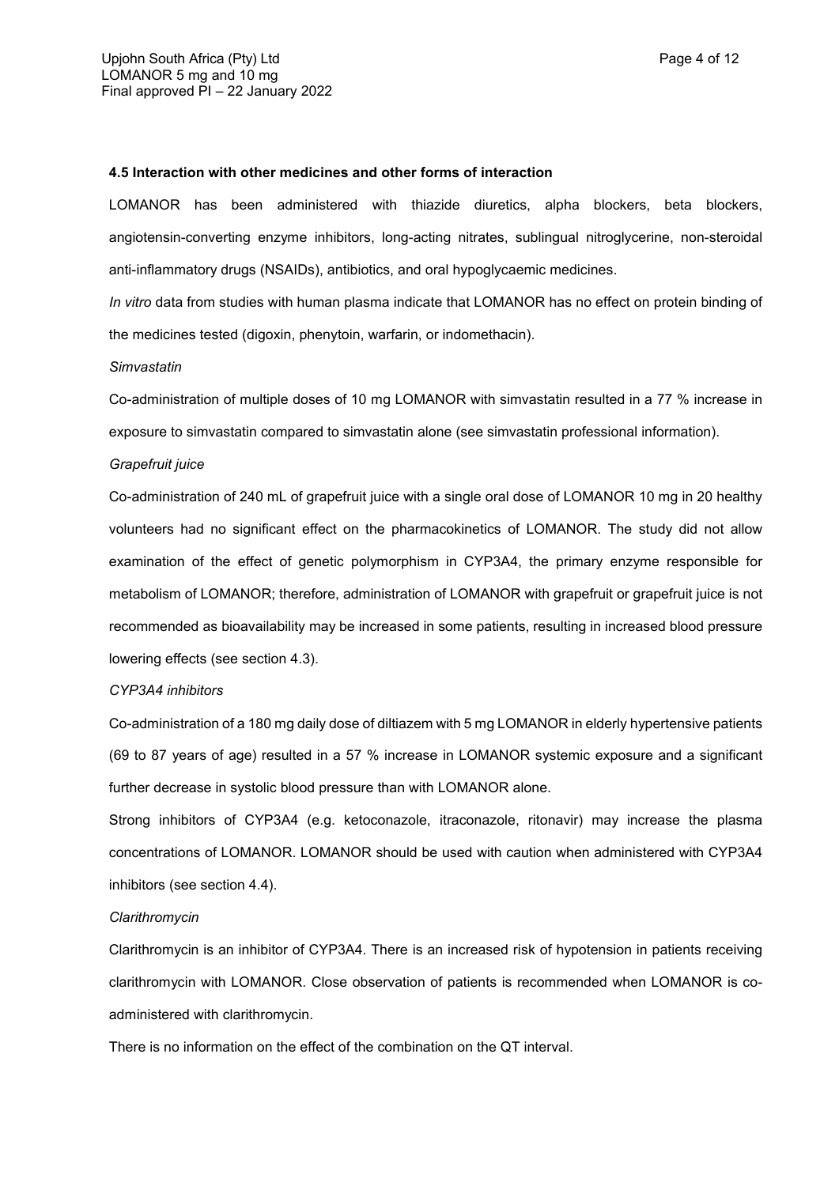### 4.5 Interaction with other medicines and other forms of interaction

LOMANOR has been administered with thiazide diuretics, alpha blockers, beta blockers, angiotensin-converting enzyme inhibitors, long-acting nitrates, sublingual nitroglycerine, non-steroidal anti-inflammatory drugs (NSAIDs), antibiotics, and oral hypoglycaemic medicines.

*In vitro* data from studies with human plasma indicate that LOMANOR has no effect on protein binding of the medicines tested (digoxin, phenytoin, warfarin, or indomethacin).

*Simvastatin*

Co-administration of multiple doses of 10 mg LOMANOR with simvastatin resulted in a 77 % increase in exposure to simvastatin compared to simvastatin alone (see simvastatin professional information).

*Grapefruit juice*

Co-administration of 240 mL of grapefruit juice with a single oral dose of LOMANOR 10 mg in 20 healthy volunteers had no significant effect on the pharmacokinetics of LOMANOR. The study did not allow examination of the effect of genetic polymorphism in CYP3A4, the primary enzyme responsible for metabolism of LOMANOR; therefore, administration of LOMANOR with grapefruit or grapefruit juice is not recommended as bioavailability may be increased in some patients, resulting in increased blood pressure lowering effects (see section 4.3).

*CYP3A4 inhibitors*

Co-administration of a 180 mg daily dose of diltiazem with 5 mg LOMANOR in elderly hypertensive patients (69 to 87 years of age) resulted in a 57 % increase in LOMANOR systemic exposure and a significant further decrease in systolic blood pressure than with LOMANOR alone.

Strong inhibitors of CYP3A4 (e.g. ketoconazole, itraconazole, ritonavir) may increase the plasma concentrations of LOMANOR. LOMANOR should be used with caution when administered with CYP3A4 inhibitors (see section 4.4).

*Clarithromycin*

Clarithromycin is an inhibitor of CYP3A4. There is an increased risk of hypotension in patients receiving clarithromycin with LOMANOR. Close observation of patients is recommended when LOMANOR is co-administered with clarithromycin.

There is no information on the effect of the combination on the QT interval.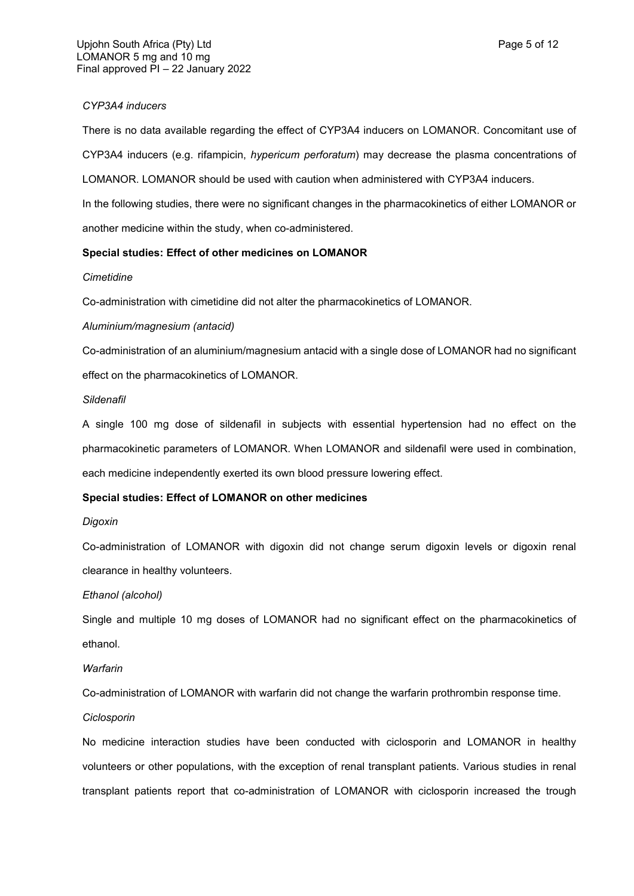*CYP3A4 inducers*

There is no data available regarding the effect of CYP3A4 inducers on LOMANOR. Concomitant use of CYP3A4 inducers (e.g. rifampicin, *hypericum perforatum*) may decrease the plasma concentrations of LOMANOR. LOMANOR should be used with caution when administered with CYP3A4 inducers.

In the following studies, there were no significant changes in the pharmacokinetics of either LOMANOR or another medicine within the study, when co-administered.

**Special studies: Effect of other medicines on LOMANOR**

*Cimetidine*

Co-administration with cimetidine did not alter the pharmacokinetics of LOMANOR.

*Aluminium/magnesium (antacid)*

Co-administration of an aluminium/magnesium antacid with a single dose of LOMANOR had no significant effect on the pharmacokinetics of LOMANOR.

*Sildenafil*

A single 100 mg dose of sildenafil in subjects with essential hypertension had no effect on the pharmacokinetic parameters of LOMANOR. When LOMANOR and sildenafil were used in combination, each medicine independently exerted its own blood pressure lowering effect.

**Special studies: Effect of LOMANOR on other medicines**

*Digoxin*

Co-administration of LOMANOR with digoxin did not change serum digoxin levels or digoxin renal clearance in healthy volunteers.

*Ethanol (alcohol)*

Single and multiple 10 mg doses of LOMANOR had no significant effect on the pharmacokinetics of ethanol.

*Warfarin*

Co-administration of LOMANOR with warfarin did not change the warfarin prothrombin response time.

*Ciclosporin*

No medicine interaction studies have been conducted with ciclosporin and LOMANOR in healthy volunteers or other populations, with the exception of renal transplant patients. Various studies in renal transplant patients report that co-administration of LOMANOR with ciclosporin increased the trough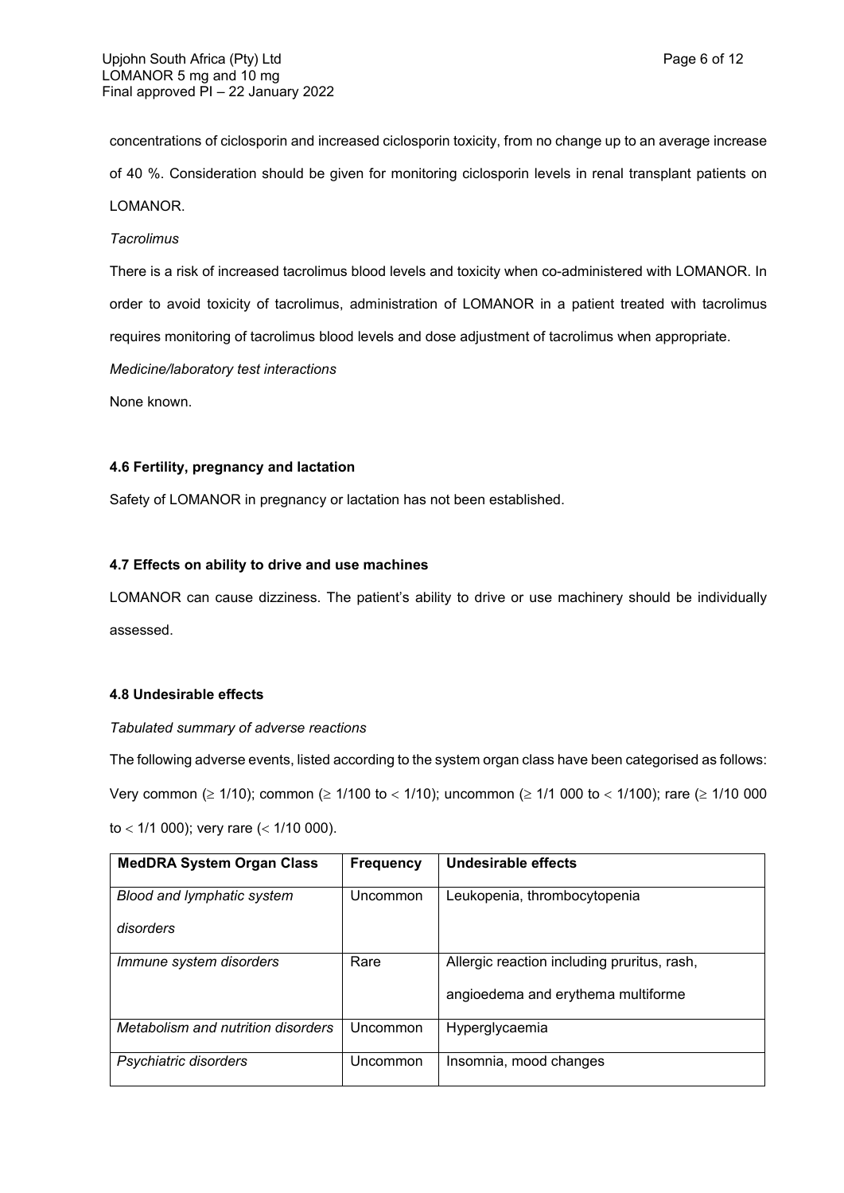concentrations of ciclosporin and increased ciclosporin toxicity, from no change up to an average increase of 40 %. Consideration should be given for monitoring ciclosporin levels in renal transplant patients on LOMANOR.

*Tacrolimus*

There is a risk of increased tacrolimus blood levels and toxicity when co-administered with LOMANOR. In order to avoid toxicity of tacrolimus, administration of LOMANOR in a patient treated with tacrolimus requires monitoring of tacrolimus blood levels and dose adjustment of tacrolimus when appropriate.

*Medicine/laboratory test interactions*

None known.

### 4.6 Fertility, pregnancy and lactation

Safety of LOMANOR in pregnancy or lactation has not been established.

### 4.7 Effects on ability to drive and use machines

LOMANOR can cause dizziness. The patient's ability to drive or use machinery should be individually assessed.

### 4.8 Undesirable effects

*Tabulated summary of adverse reactions*

The following adverse events, listed according to the system organ class have been categorised as follows: Very common ($\geq$ 1/10); common ($\geq$ 1/100 to $<$ 1/10); uncommon ($\geq$ 1/1 000 to $<$ 1/100); rare ($\geq$ 1/10 000 to $<$ 1/1 000); very rare ($<$ 1/10 000).

| MedDRA System Organ Class | Frequency | Undesirable effects |
|---|---|---|
| *Blood and lymphatic system disorders* | Uncommon | Leukopenia, thrombocytopenia |
| *Immune system disorders* | Rare | Allergic reaction including pruritus, rash, angioedema and erythema multiforme |
| *Metabolism and nutrition disorders* | Uncommon | Hyperglycaemia |
| *Psychiatric disorders* | Uncommon | Insomnia, mood changes |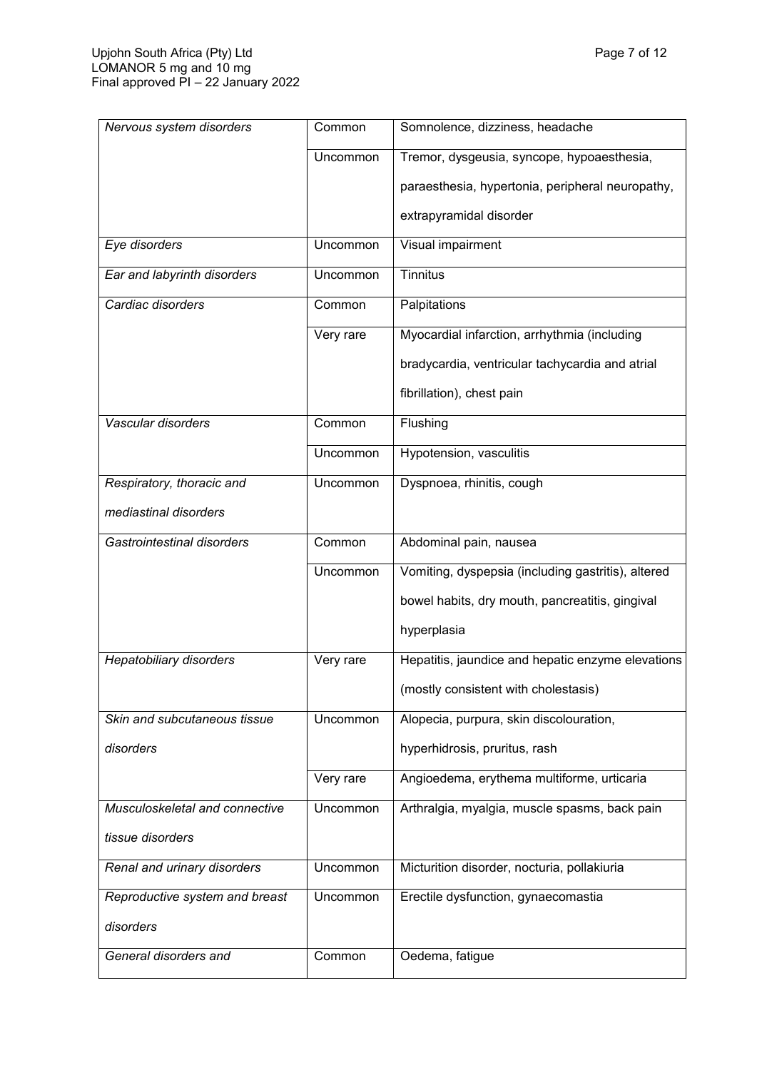| | | |
|---|---|---|
| *Nervous system disorders* | Common | Somnolence, dizziness, headache |
| | Uncommon | Tremor, dysgeusia, syncope, hypoaesthesia, paraesthesia, hypertonia, peripheral neuropathy, extrapyramidal disorder |
| *Eye disorders* | Uncommon | Visual impairment |
| *Ear and labyrinth disorders* | Uncommon | Tinnitus |
| *Cardiac disorders* | Common | Palpitations |
| | Very rare | Myocardial infarction, arrhythmia (including bradycardia, ventricular tachycardia and atrial fibrillation), chest pain |
| *Vascular disorders* | Common | Flushing |
| | Uncommon | Hypotension, vasculitis |
| *Respiratory, thoracic and mediastinal disorders* | Uncommon | Dyspnoea, rhinitis, cough |
| *Gastrointestinal disorders* | Common | Abdominal pain, nausea |
| | Uncommon | Vomiting, dyspepsia (including gastritis), altered bowel habits, dry mouth, pancreatitis, gingival hyperplasia |
| *Hepatobiliary disorders* | Very rare | Hepatitis, jaundice and hepatic enzyme elevations (mostly consistent with cholestasis) |
| *Skin and subcutaneous tissue disorders* | Uncommon | Alopecia, purpura, skin discolouration, hyperhidrosis, pruritus, rash |
| | Very rare | Angioedema, erythema multiforme, urticaria |
| *Musculoskeletal and connective tissue disorders* | Uncommon | Arthralgia, myalgia, muscle spasms, back pain |
| *Renal and urinary disorders* | Uncommon | Micturition disorder, nocturia, pollakiuria |
| *Reproductive system and breast disorders* | Uncommon | Erectile dysfunction, gynaecomastia |
| *General disorders and* | Common | Oedema, fatigue |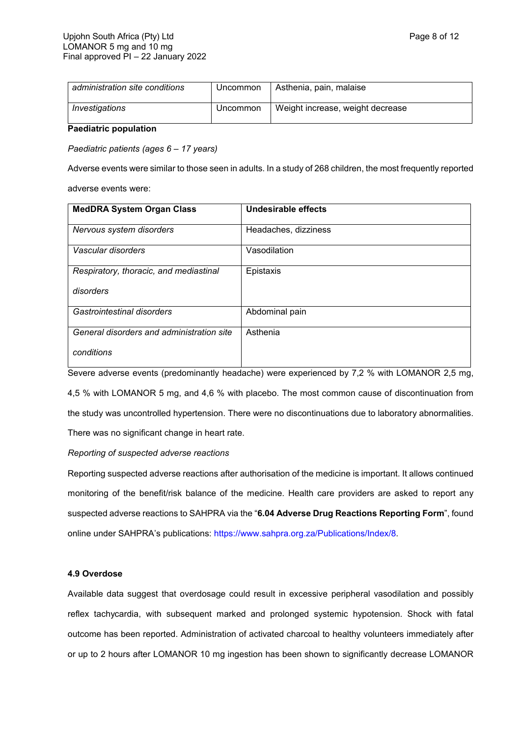| | | |
|---|---|---|
| *administration site conditions* | Uncommon | Asthenia, pain, malaise |
| *Investigations* | Uncommon | Weight increase, weight decrease |

**Paediatric population**

*Paediatric patients (ages 6 – 17 years)*

Adverse events were similar to those seen in adults. In a study of 268 children, the most frequently reported adverse events were:

| MedDRA System Organ Class | Undesirable effects |
|---|---|
| *Nervous system disorders* | Headaches, dizziness |
| *Vascular disorders* | Vasodilation |
| *Respiratory, thoracic, and mediastinal disorders* | Epistaxis |
| *Gastrointestinal disorders* | Abdominal pain |
| *General disorders and administration site conditions* | Asthenia |

Severe adverse events (predominantly headache) were experienced by 7,2 % with LOMANOR 2,5 mg, 4,5 % with LOMANOR 5 mg, and 4,6 % with placebo. The most common cause of discontinuation from the study was uncontrolled hypertension. There were no discontinuations due to laboratory abnormalities. There was no significant change in heart rate.

*Reporting of suspected adverse reactions*

Reporting suspected adverse reactions after authorisation of the medicine is important. It allows continued monitoring of the benefit/risk balance of the medicine. Health care providers are asked to report any suspected adverse reactions to SAHPRA via the "**6.04 Adverse Drug Reactions Reporting Form**", found online under SAHPRA's publications: https://www.sahpra.org.za/Publications/Index/8.

**4.9 Overdose**

Available data suggest that overdosage could result in excessive peripheral vasodilation and possibly reflex tachycardia, with subsequent marked and prolonged systemic hypotension. Shock with fatal outcome has been reported. Administration of activated charcoal to healthy volunteers immediately after or up to 2 hours after LOMANOR 10 mg ingestion has been shown to significantly decrease LOMANOR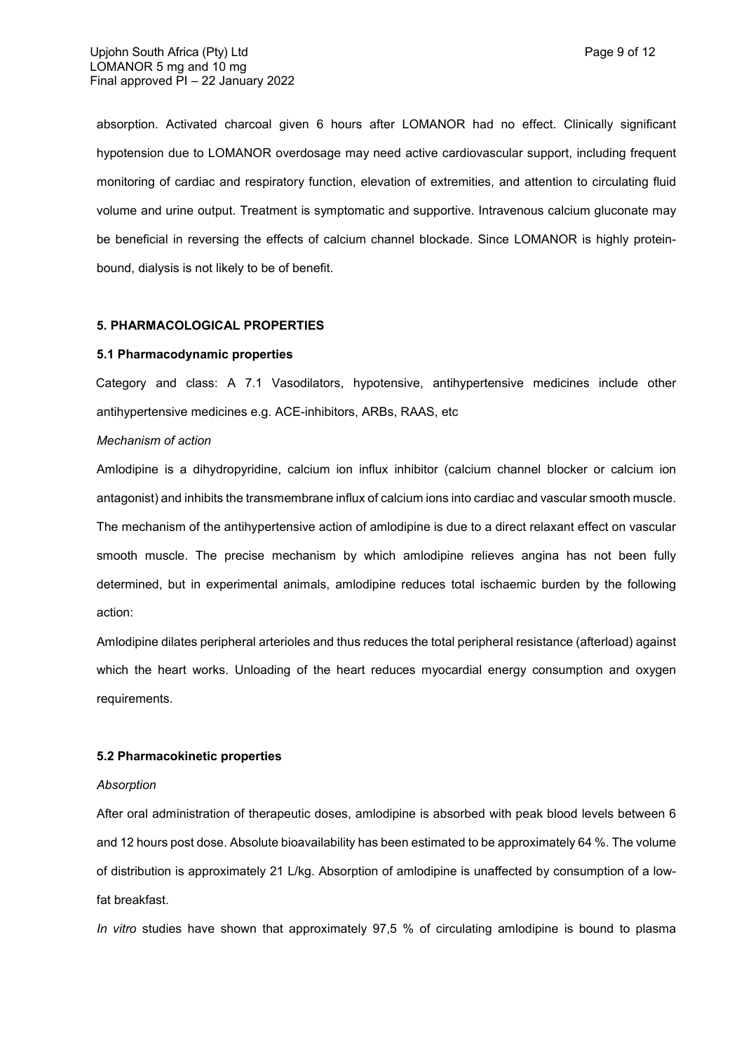absorption. Activated charcoal given 6 hours after LOMANOR had no effect. Clinically significant hypotension due to LOMANOR overdosage may need active cardiovascular support, including frequent monitoring of cardiac and respiratory function, elevation of extremities, and attention to circulating fluid volume and urine output. Treatment is symptomatic and supportive. Intravenous calcium gluconate may be beneficial in reversing the effects of calcium channel blockade. Since LOMANOR is highly protein-bound, dialysis is not likely to be of benefit.

## 5. PHARMACOLOGICAL PROPERTIES

### 5.1 Pharmacodynamic properties

Category and class: A 7.1 Vasodilators, hypotensive, antihypertensive medicines include other antihypertensive medicines e.g. ACE-inhibitors, ARBs, RAAS, etc

*Mechanism of action*

Amlodipine is a dihydropyridine, calcium ion influx inhibitor (calcium channel blocker or calcium ion antagonist) and inhibits the transmembrane influx of calcium ions into cardiac and vascular smooth muscle. The mechanism of the antihypertensive action of amlodipine is due to a direct relaxant effect on vascular smooth muscle. The precise mechanism by which amlodipine relieves angina has not been fully determined, but in experimental animals, amlodipine reduces total ischaemic burden by the following action:

Amlodipine dilates peripheral arterioles and thus reduces the total peripheral resistance (afterload) against which the heart works. Unloading of the heart reduces myocardial energy consumption and oxygen requirements.

### 5.2 Pharmacokinetic properties

*Absorption*

After oral administration of therapeutic doses, amlodipine is absorbed with peak blood levels between 6 and 12 hours post dose. Absolute bioavailability has been estimated to be approximately 64 %. The volume of distribution is approximately 21 L/kg. Absorption of amlodipine is unaffected by consumption of a low-fat breakfast.

*In vitro* studies have shown that approximately 97,5 % of circulating amlodipine is bound to plasma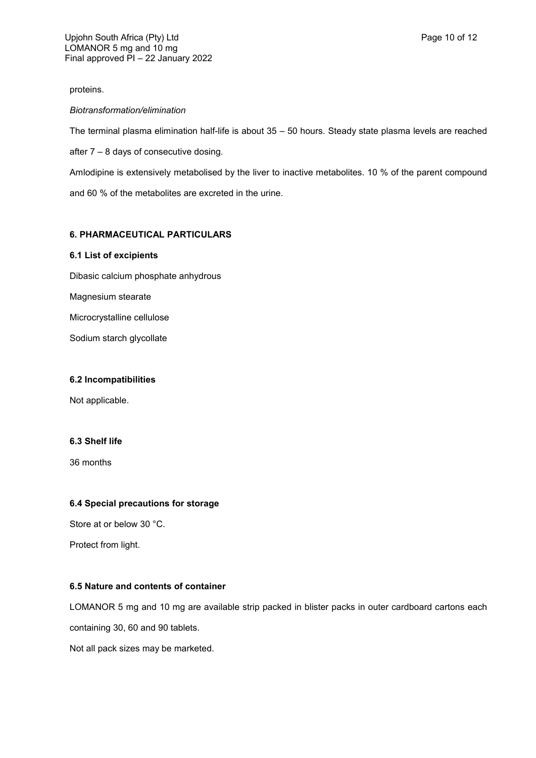proteins.

*Biotransformation/elimination*

The terminal plasma elimination half-life is about 35 – 50 hours. Steady state plasma levels are reached after 7 – 8 days of consecutive dosing.

Amlodipine is extensively metabolised by the liver to inactive metabolites. 10 % of the parent compound and 60 % of the metabolites are excreted in the urine.

## 6. PHARMACEUTICAL PARTICULARS

### 6.1 List of excipients

Dibasic calcium phosphate anhydrous

Magnesium stearate

Microcrystalline cellulose

Sodium starch glycollate

### 6.2 Incompatibilities

Not applicable.

### 6.3 Shelf life

36 months

### 6.4 Special precautions for storage

Store at or below 30 °C.

Protect from light.

### 6.5 Nature and contents of container

LOMANOR 5 mg and 10 mg are available strip packed in blister packs in outer cardboard cartons each containing 30, 60 and 90 tablets.

Not all pack sizes may be marketed.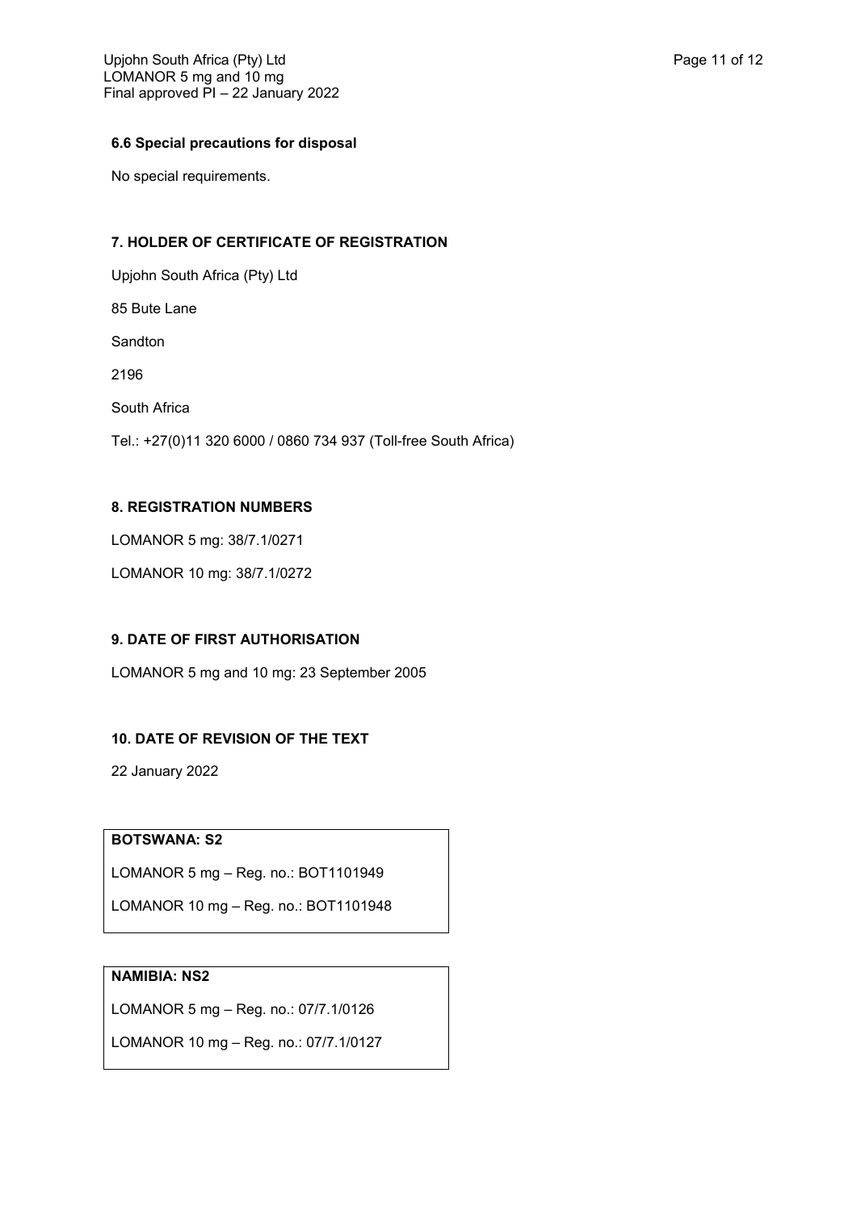#### 6.6 Special precautions for disposal

No special requirements.

#### 7. HOLDER OF CERTIFICATE OF REGISTRATION

Upjohn South Africa (Pty) Ltd

85 Bute Lane

Sandton

2196

South Africa

Tel.: +27(0)11 320 6000 / 0860 734 937 (Toll-free South Africa)

#### 8. REGISTRATION NUMBERS

LOMANOR 5 mg: 38/7.1/0271

LOMANOR 10 mg: 38/7.1/0272

#### 9. DATE OF FIRST AUTHORISATION

LOMANOR 5 mg and 10 mg: 23 September 2005

#### 10. DATE OF REVISION OF THE TEXT

22 January 2022

**BOTSWANA: S2**

LOMANOR 5 mg – Reg. no.: BOT1101949

LOMANOR 10 mg – Reg. no.: BOT1101948

**NAMIBIA: NS2**

LOMANOR 5 mg – Reg. no.: 07/7.1/0126

LOMANOR 10 mg – Reg. no.: 07/7.1/0127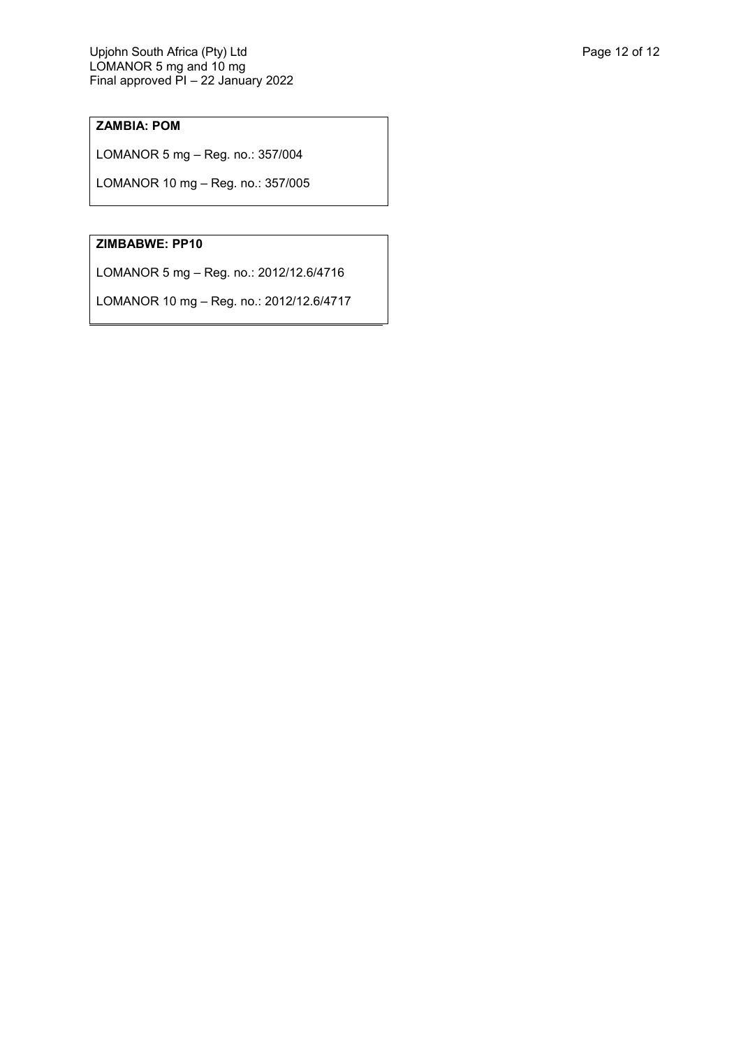**ZAMBIA: POM**

LOMANOR 5 mg – Reg. no.: 357/004

LOMANOR 10 mg – Reg. no.: 357/005

**ZIMBABWE: PP10**

LOMANOR 5 mg – Reg. no.: 2012/12.6/4716

LOMANOR 10 mg – Reg. no.: 2012/12.6/4717